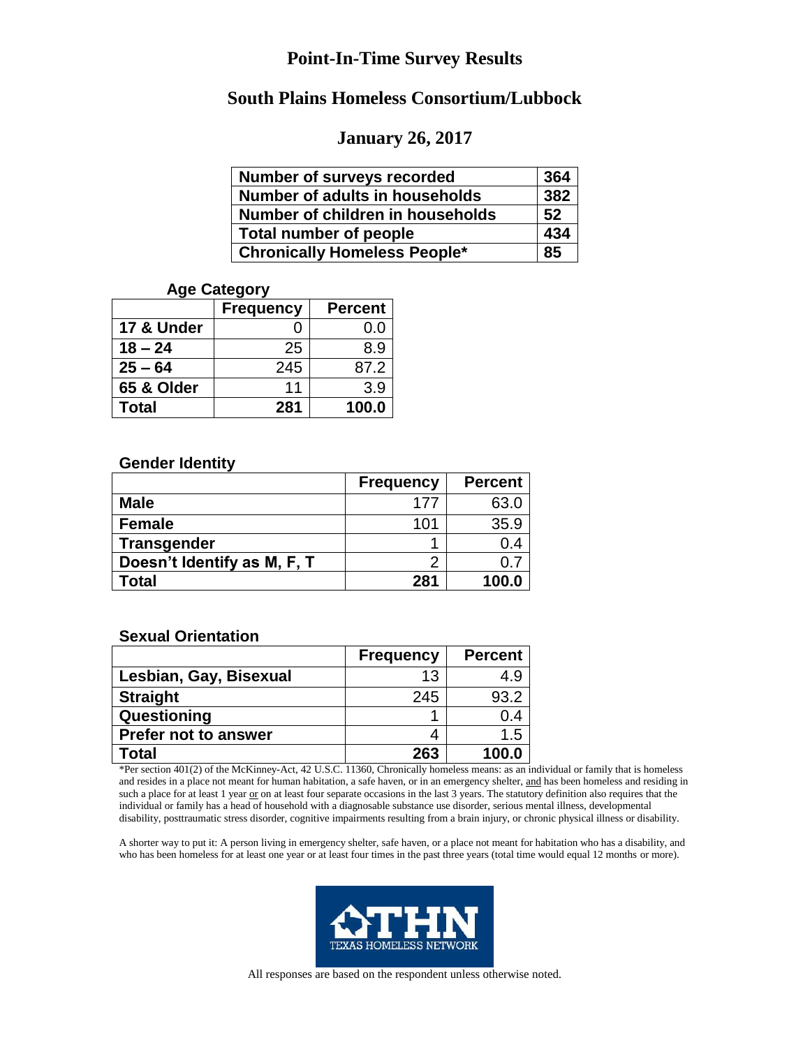# Point-In-Time Survey Results

## South Plains Homeless Consortium/Lubbock

### January 26, 2017

| | |
|---|---|
| **Number of surveys recorded** | **364** |
| **Number of adults in households** | **382** |
| **Number of children in households** | **52** |
| **Total number of people** | **434** |
| **Chronically Homeless People*** | **85** |

**Age Category**

| | Frequency | Percent |
|---|---|---|
| **17 & Under** | 0 | 0.0 |
| **18 – 24** | 25 | 8.9 |
| **25 – 64** | 245 | 87.2 |
| **65 & Older** | 11 | 3.9 |
| **Total** | **281** | **100.0** |

**Gender Identity**

| | Frequency | Percent |
|---|---|---|
| **Male** | 177 | 63.0 |
| **Female** | 101 | 35.9 |
| **Transgender** | 1 | 0.4 |
| **Doesn't Identify as M, F, T** | 2 | 0.7 |
| **Total** | **281** | **100.0** |

**Sexual Orientation**

| | Frequency | Percent |
|---|---|---|
| **Lesbian, Gay, Bisexual** | 13 | 4.9 |
| **Straight** | 245 | 93.2 |
| **Questioning** | 1 | 0.4 |
| **Prefer not to answer** | 4 | 1.5 |
| **Total** | **263** | **100.0** |

*Per section 401(2) of the McKinney-Act, 42 U.S.C. 11360, Chronically homeless means: as an individual or family that is homeless and resides in a place not meant for human habitation, a safe haven, or in an emergency shelter, and has been homeless and residing in such a place for at least 1 year or on at least four separate occasions in the last 3 years. The statutory definition also requires that the individual or family has a head of household with a diagnosable substance use disorder, serious mental illness, developmental disability, posttraumatic stress disorder, cognitive impairments resulting from a brain injury, or chronic physical illness or disability.

A shorter way to put it: A person living in emergency shelter, safe haven, or a place not meant for habitation who has a disability, and who has been homeless for at least one year or at least four times in the past three years (total time would equal 12 months or more).

THN TEXAS HOMELESS NETWORK

All responses are based on the respondent unless otherwise noted.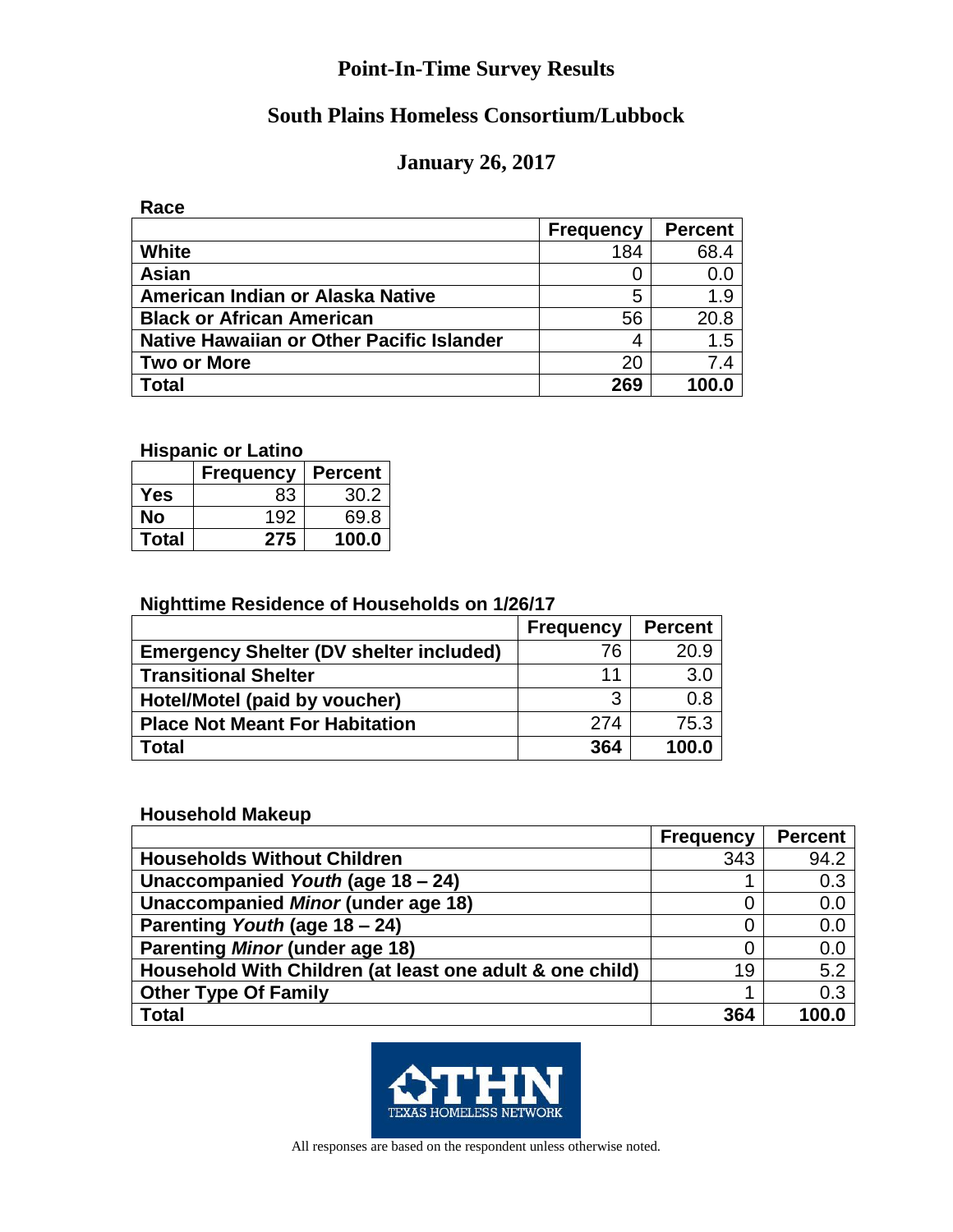# Point-In-Time Survey Results

## South Plains Homeless Consortium/Lubbock

## January 26, 2017

**Race**

| | Frequency | Percent |
|---|---|---|
| **White** | 184 | 68.4 |
| **Asian** | 0 | 0.0 |
| **American Indian or Alaska Native** | 5 | 1.9 |
| **Black or African American** | 56 | 20.8 |
| **Native Hawaiian or Other Pacific Islander** | 4 | 1.5 |
| **Two or More** | 20 | 7.4 |
| **Total** | **269** | **100.0** |

**Hispanic or Latino**

| | Frequency | Percent |
|---|---|---|
| **Yes** | 83 | 30.2 |
| **No** | 192 | 69.8 |
| **Total** | **275** | **100.0** |

**Nighttime Residence of Households on 1/26/17**

| | Frequency | Percent |
|---|---|---|
| **Emergency Shelter (DV shelter included)** | 76 | 20.9 |
| **Transitional Shelter** | 11 | 3.0 |
| **Hotel/Motel (paid by voucher)** | 3 | 0.8 |
| **Place Not Meant For Habitation** | 274 | 75.3 |
| **Total** | **364** | **100.0** |

**Household Makeup**

| | Frequency | Percent |
|---|---|---|
| **Households Without Children** | 343 | 94.2 |
| **Unaccompanied *Youth* (age 18 – 24)** | 1 | 0.3 |
| **Unaccompanied *Minor* (under age 18)** | 0 | 0.0 |
| **Parenting *Youth* (age 18 – 24)** | 0 | 0.0 |
| **Parenting *Minor* (under age 18)** | 0 | 0.0 |
| **Household With Children (at least one adult & one child)** | 19 | 5.2 |
| **Other Type Of Family** | 1 | 0.3 |
| **Total** | **364** | **100.0** |

THN TEXAS HOMELESS NETWORK

All responses are based on the respondent unless otherwise noted.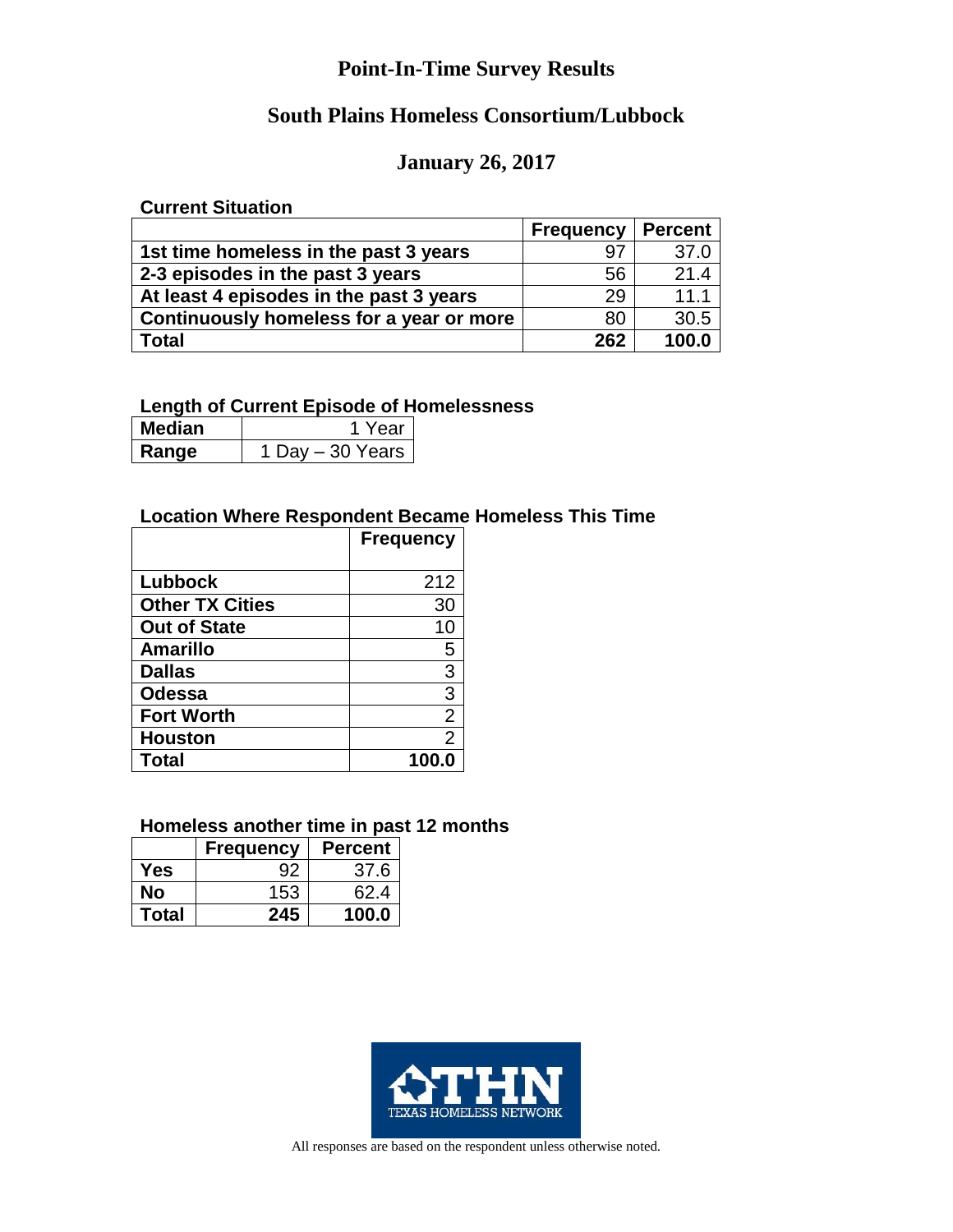# Point-In-Time Survey Results

## South Plains Homeless Consortium/Lubbock

## January 26, 2017

### Current Situation

| | Frequency | Percent |
|---|---|---|
| 1st time homeless in the past 3 years | 97 | 37.0 |
| 2-3 episodes in the past 3 years | 56 | 21.4 |
| At least 4 episodes in the past 3 years | 29 | 11.1 |
| Continuously homeless for a year or more | 80 | 30.5 |
| **Total** | **262** | **100.0** |

### Length of Current Episode of Homelessness

| | |
|---|---|
| Median | 1 Year |
| Range | 1 Day – 30 Years |

### Location Where Respondent Became Homeless This Time

| | Frequency |
|---|---|
| Lubbock | 212 |
| Other TX Cities | 30 |
| Out of State | 10 |
| Amarillo | 5 |
| Dallas | 3 |
| Odessa | 3 |
| Fort Worth | 2 |
| Houston | 2 |
| **Total** | **100.0** |

### Homeless another time in past 12 months

| | Frequency | Percent |
|---|---|---|
| Yes | 92 | 37.6 |
| No | 153 | 62.4 |
| **Total** | **245** | **100.0** |

THN TEXAS HOMELESS NETWORK

All responses are based on the respondent unless otherwise noted.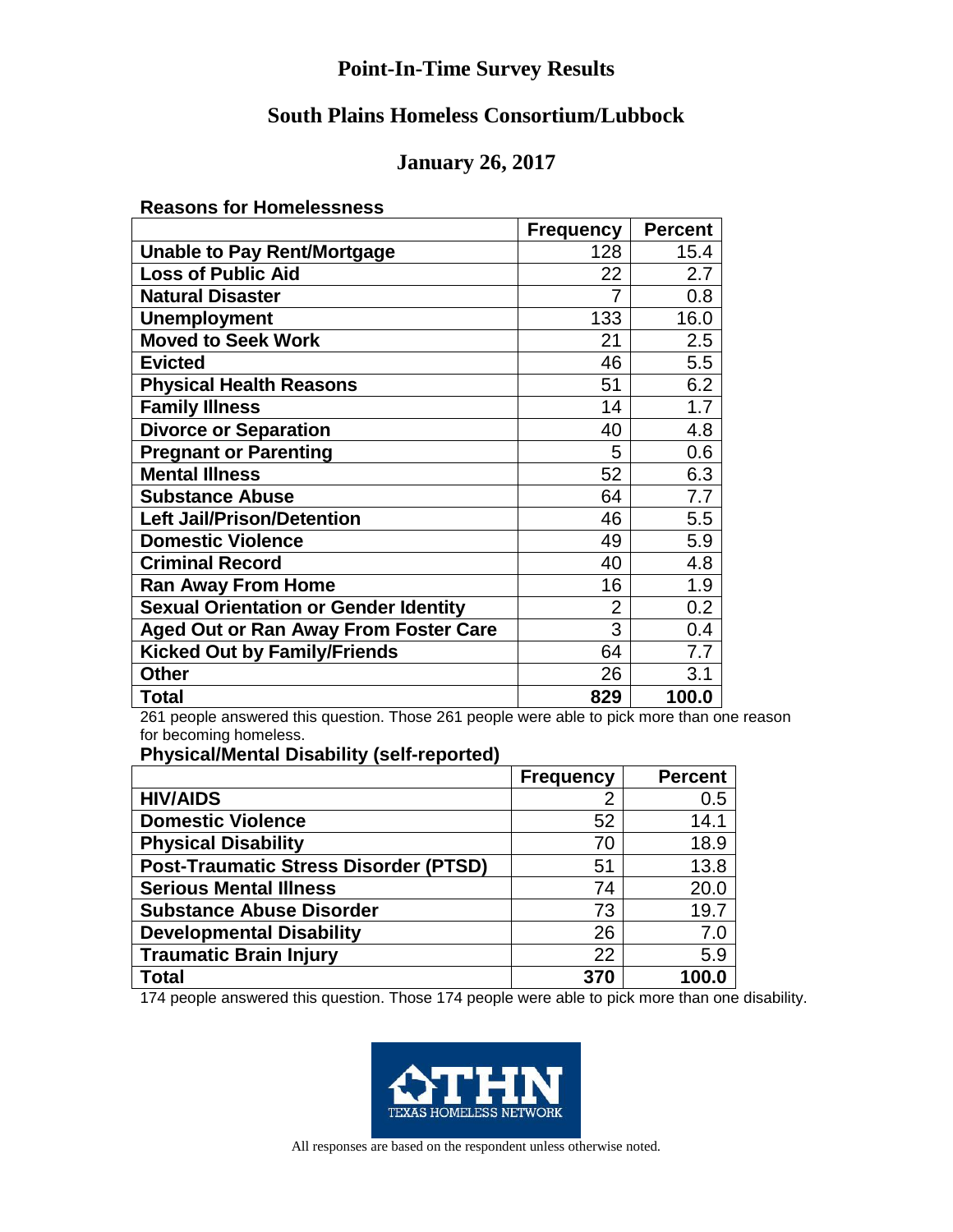# Point-In-Time Survey Results

## South Plains Homeless Consortium/Lubbock

## January 26, 2017

**Reasons for Homelessness**

| | Frequency | Percent |
|---|---|---|
| **Unable to Pay Rent/Mortgage** | 128 | 15.4 |
| **Loss of Public Aid** | 22 | 2.7 |
| **Natural Disaster** | 7 | 0.8 |
| **Unemployment** | 133 | 16.0 |
| **Moved to Seek Work** | 21 | 2.5 |
| **Evicted** | 46 | 5.5 |
| **Physical Health Reasons** | 51 | 6.2 |
| **Family Illness** | 14 | 1.7 |
| **Divorce or Separation** | 40 | 4.8 |
| **Pregnant or Parenting** | 5 | 0.6 |
| **Mental Illness** | 52 | 6.3 |
| **Substance Abuse** | 64 | 7.7 |
| **Left Jail/Prison/Detention** | 46 | 5.5 |
| **Domestic Violence** | 49 | 5.9 |
| **Criminal Record** | 40 | 4.8 |
| **Ran Away From Home** | 16 | 1.9 |
| **Sexual Orientation or Gender Identity** | 2 | 0.2 |
| **Aged Out or Ran Away From Foster Care** | 3 | 0.4 |
| **Kicked Out by Family/Friends** | 64 | 7.7 |
| **Other** | 26 | 3.1 |
| **Total** | **829** | **100.0** |

261 people answered this question. Those 261 people were able to pick more than one reason for becoming homeless.

**Physical/Mental Disability (self-reported)**

| | Frequency | Percent |
|---|---|---|
| **HIV/AIDS** | 2 | 0.5 |
| **Domestic Violence** | 52 | 14.1 |
| **Physical Disability** | 70 | 18.9 |
| **Post-Traumatic Stress Disorder (PTSD)** | 51 | 13.8 |
| **Serious Mental Illness** | 74 | 20.0 |
| **Substance Abuse Disorder** | 73 | 19.7 |
| **Developmental Disability** | 26 | 7.0 |
| **Traumatic Brain Injury** | 22 | 5.9 |
| **Total** | **370** | **100.0** |

174 people answered this question. Those 174 people were able to pick more than one disability.

THN TEXAS HOMELESS NETWORK

All responses are based on the respondent unless otherwise noted.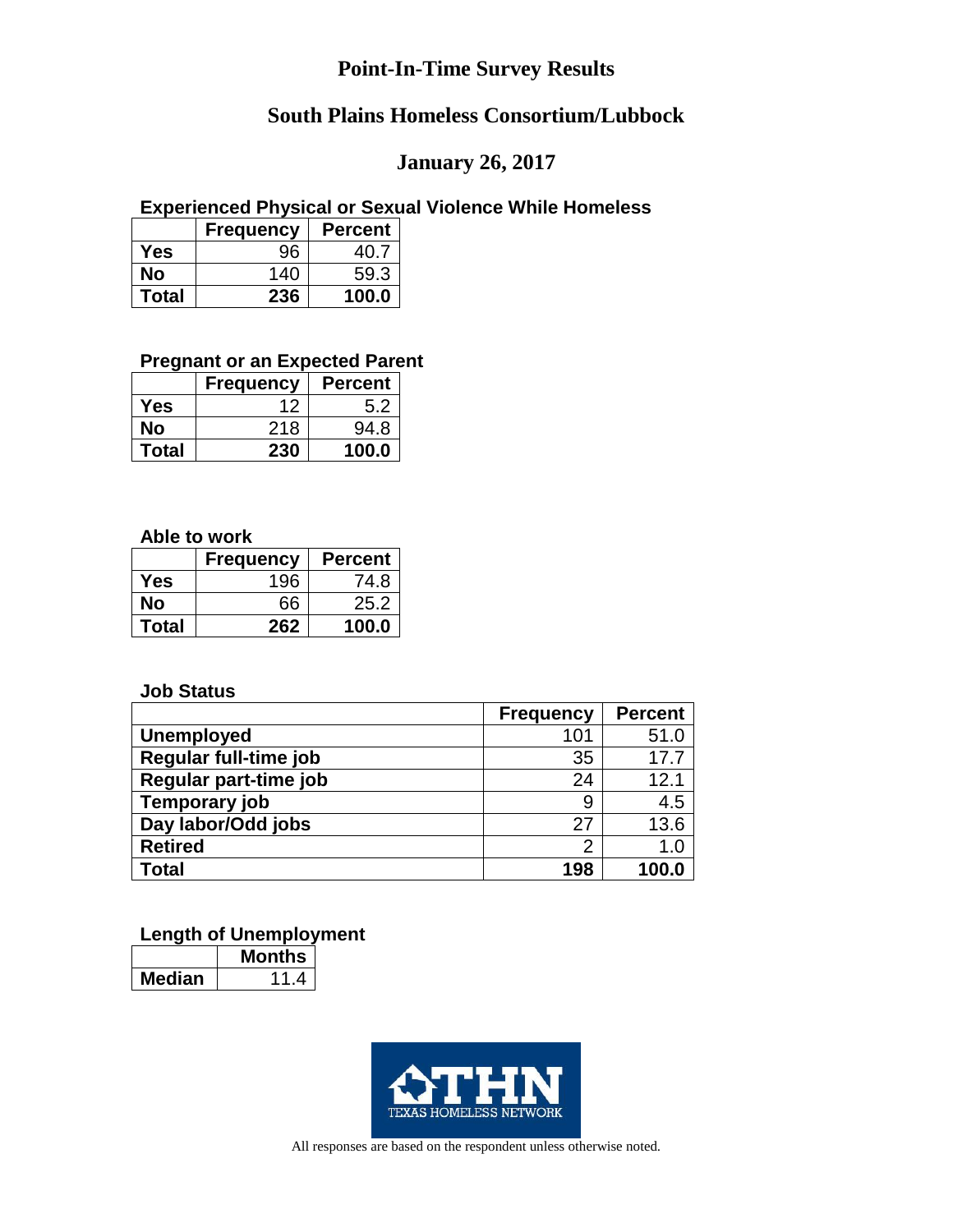# Point-In-Time Survey Results

## South Plains Homeless Consortium/Lubbock

## January 26, 2017

### Experienced Physical or Sexual Violence While Homeless

| | Frequency | Percent |
|---|---|---|
| **Yes** | 96 | 40.7 |
| **No** | 140 | 59.3 |
| **Total** | **236** | **100.0** |

### Pregnant or an Expected Parent

| | Frequency | Percent |
|---|---|---|
| **Yes** | 12 | 5.2 |
| **No** | 218 | 94.8 |
| **Total** | **230** | **100.0** |

### Able to work

| | Frequency | Percent |
|---|---|---|
| **Yes** | 196 | 74.8 |
| **No** | 66 | 25.2 |
| **Total** | **262** | **100.0** |

### Job Status

| | Frequency | Percent |
|---|---|---|
| **Unemployed** | 101 | 51.0 |
| **Regular full-time job** | 35 | 17.7 |
| **Regular part-time job** | 24 | 12.1 |
| **Temporary job** | 9 | 4.5 |
| **Day labor/Odd jobs** | 27 | 13.6 |
| **Retired** | 2 | 1.0 |
| **Total** | **198** | **100.0** |

### Length of Unemployment

| | Months |
|---|---|
| **Median** | 11.4 |

TEXAS HOMELESS NETWORK

All responses are based on the respondent unless otherwise noted.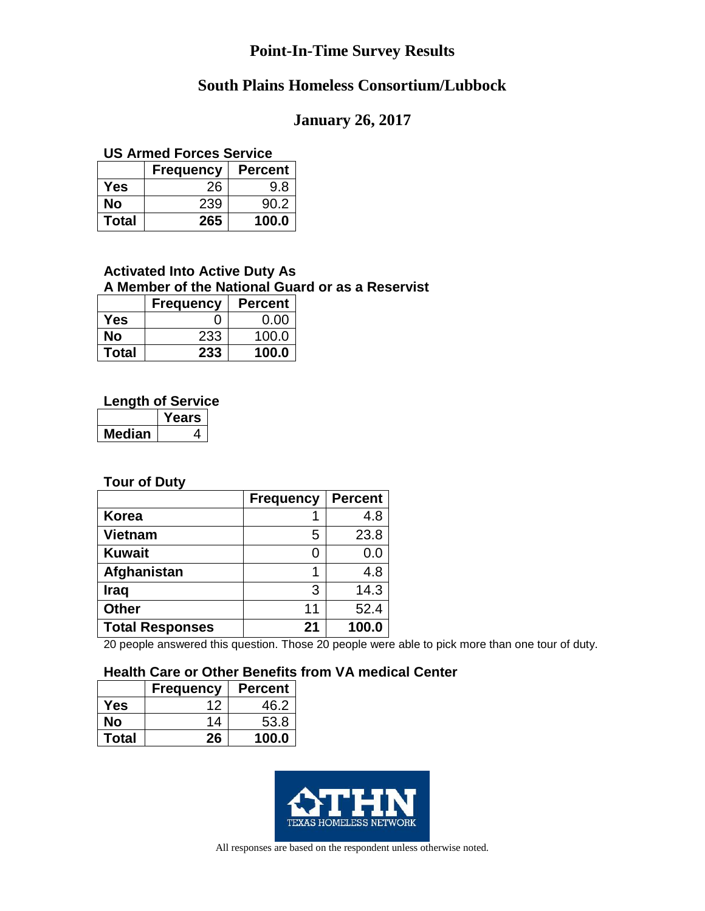# Point-In-Time Survey Results

## South Plains Homeless Consortium/Lubbock

## January 26, 2017

### US Armed Forces Service

| | Frequency | Percent |
|---|---|---|
| **Yes** | 26 | 9.8 |
| **No** | 239 | 90.2 |
| **Total** | **265** | **100.0** |

### Activated Into Active Duty As A Member of the National Guard or as a Reservist

| | Frequency | Percent |
|---|---|---|
| **Yes** | 0 | 0.00 |
| **No** | 233 | 100.0 |
| **Total** | **233** | **100.0** |

### Length of Service

| | Years |
|---|---|
| **Median** | 4 |

### Tour of Duty

| | Frequency | Percent |
|---|---|---|
| **Korea** | 1 | 4.8 |
| **Vietnam** | 5 | 23.8 |
| **Kuwait** | 0 | 0.0 |
| **Afghanistan** | 1 | 4.8 |
| **Iraq** | 3 | 14.3 |
| **Other** | 11 | 52.4 |
| **Total Responses** | **21** | **100.0** |

20 people answered this question. Those 20 people were able to pick more than one tour of duty.

### Health Care or Other Benefits from VA medical Center

| | Frequency | Percent |
|---|---|---|
| **Yes** | 12 | 46.2 |
| **No** | 14 | 53.8 |
| **Total** | **26** | **100.0** |

THN TEXAS HOMELESS NETWORK

All responses are based on the respondent unless otherwise noted.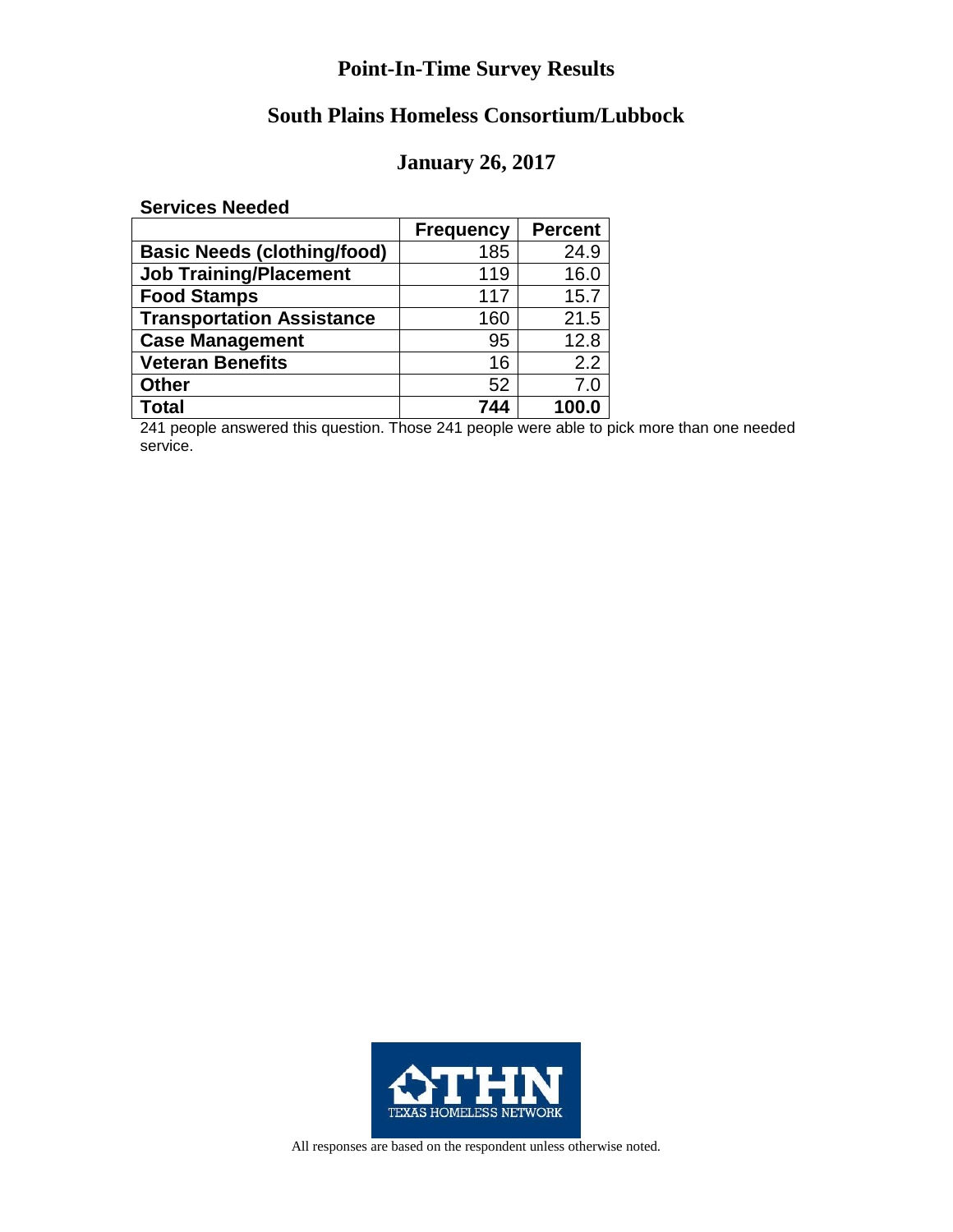# Point-In-Time Survey Results

## South Plains Homeless Consortium/Lubbock

## January 26, 2017

**Services Needed**

| | Frequency | Percent |
|---|---|---|
| **Basic Needs (clothing/food)** | 185 | 24.9 |
| **Job Training/Placement** | 119 | 16.0 |
| **Food Stamps** | 117 | 15.7 |
| **Transportation Assistance** | 160 | 21.5 |
| **Case Management** | 95 | 12.8 |
| **Veteran Benefits** | 16 | 2.2 |
| **Other** | 52 | 7.0 |
| **Total** | **744** | **100.0** |

241 people answered this question. Those 241 people were able to pick more than one needed service.

THN TEXAS HOMELESS NETWORK

All responses are based on the respondent unless otherwise noted.